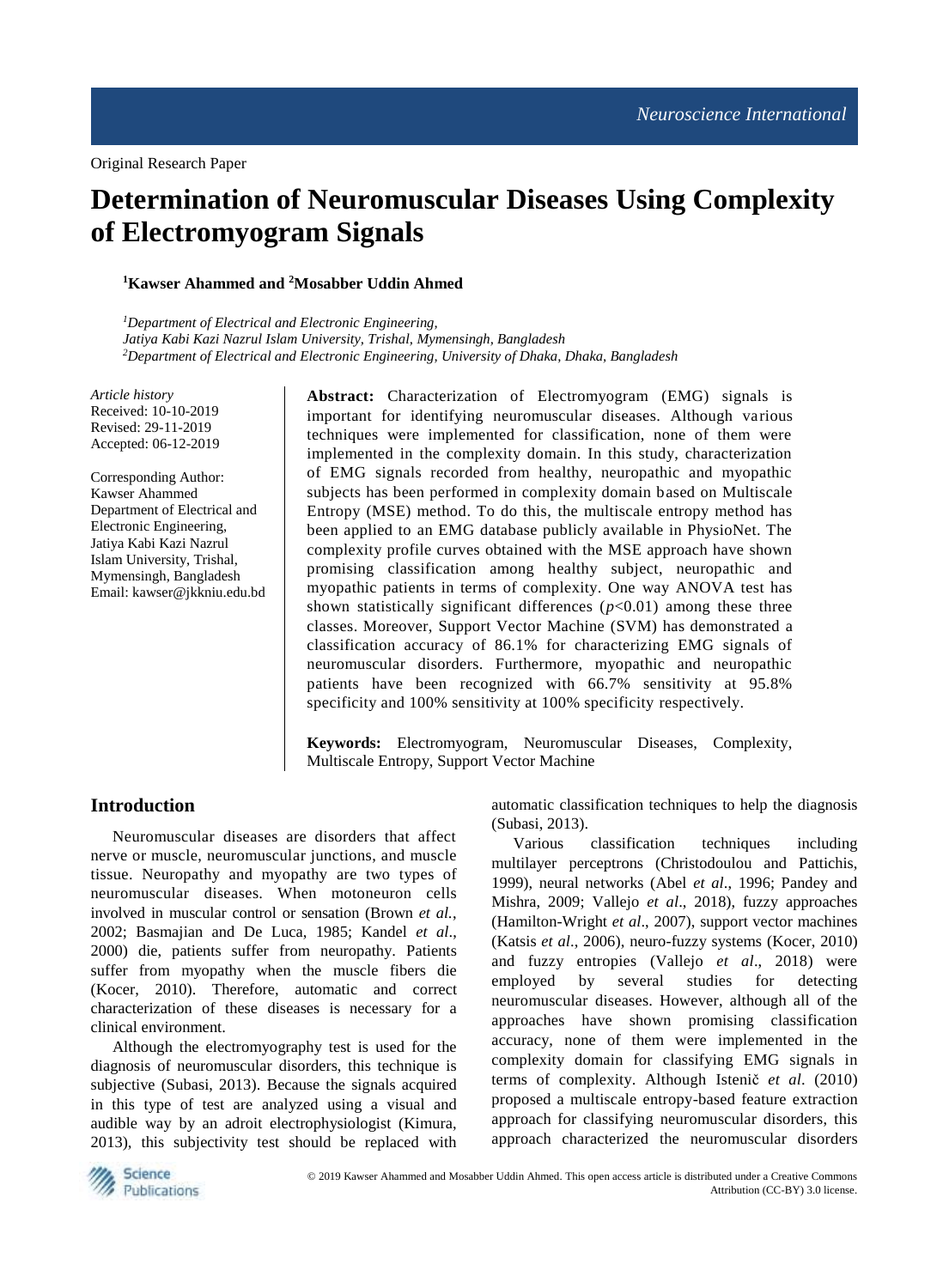Original Research Paper

# Determination of Neuromuscular Diseases Using Complexity of Electromyogram Signals

[1]Kawser Ahammed and [2]Mosabber Uddin Ahmed

[1]*Department of Electrical and Electronic Engineering, Jatiya Kabi Kazi Nazrul Islam University, Trishal, Mymensingh, Bangladesh*
[2]*Department of Electrical and Electronic Engineering, University of Dhaka, Dhaka, Bangladesh*

*Article history*
Received: 10-10-2019
Revised: 29-11-2019
Accepted: 06-12-2019

Corresponding Author:
Kawser Ahammed
Department of Electrical and Electronic Engineering, Jatiya Kabi Kazi Nazrul Islam University, Trishal, Mymensingh, Bangladesh
Email: kawser@jkkniu.edu.bd

**Abstract:** Characterization of Electromyogram (EMG) signals is important for identifying neuromuscular diseases. Although various techniques were implemented for classification, none of them were implemented in the complexity domain. In this study, characterization of EMG signals recorded from healthy, neuropathic and myopathic subjects has been performed in complexity domain based on Multiscale Entropy (MSE) method. To do this, the multiscale entropy method has been applied to an EMG database publicly available in PhysioNet. The complexity profile curves obtained with the MSE approach have shown promising classification among healthy subject, neuropathic and myopathic patients in terms of complexity. One way ANOVA test has shown statistically significant differences ($p<0.01$) among these three classes. Moreover, Support Vector Machine (SVM) has demonstrated a classification accuracy of 86.1% for characterizing EMG signals of neuromuscular disorders. Furthermore, myopathic and neuropathic patients have been recognized with 66.7% sensitivity at 95.8% specificity and 100% sensitivity at 100% specificity respectively.

**Keywords:** Electromyogram, Neuromuscular Diseases, Complexity, Multiscale Entropy, Support Vector Machine

## Introduction

Neuromuscular diseases are disorders that affect nerve or muscle, neuromuscular junctions, and muscle tissue. Neuropathy and myopathy are two types of neuromuscular diseases. When motoneuron cells involved in muscular control or sensation (Brown *et al.*, 2002; Basmajian and De Luca, 1985; Kandel *et al*., 2000) die, patients suffer from neuropathy. Patients suffer from myopathy when the muscle fibers die (Kocer, 2010). Therefore, automatic and correct characterization of these diseases is necessary for a clinical environment.

Although the electromyography test is used for the diagnosis of neuromuscular disorders, this technique is subjective (Subasi, 2013). Because the signals acquired in this type of test are analyzed using a visual and audible way by an adroit electrophysiologist (Kimura, 2013), this subjectivity test should be replaced with automatic classification techniques to help the diagnosis (Subasi, 2013).

Various classification techniques including multilayer perceptrons (Christodoulou and Pattichis, 1999), neural networks (Abel *et al*., 1996; Pandey and Mishra, 2009; Vallejo *et al*., 2018), fuzzy approaches (Hamilton-Wright *et al*., 2007), support vector machines (Katsis *et al*., 2006), neuro-fuzzy systems (Kocer, 2010) and fuzzy entropies (Vallejo *et al*., 2018) were employed by several studies for detecting neuromuscular diseases. However, although all of the approaches have shown promising classification accuracy, none of them were implemented in the complexity domain for classifying EMG signals in terms of complexity. Although Istenič *et al*. (2010) proposed a multiscale entropy-based feature extraction approach for classifying neuromuscular disorders, this approach characterized the neuromuscular disorders

© 2019 Kawser Ahammed and Mosabber Uddin Ahmed. This open access article is distributed under a Creative Commons Attribution (CC-BY) 3.0 license.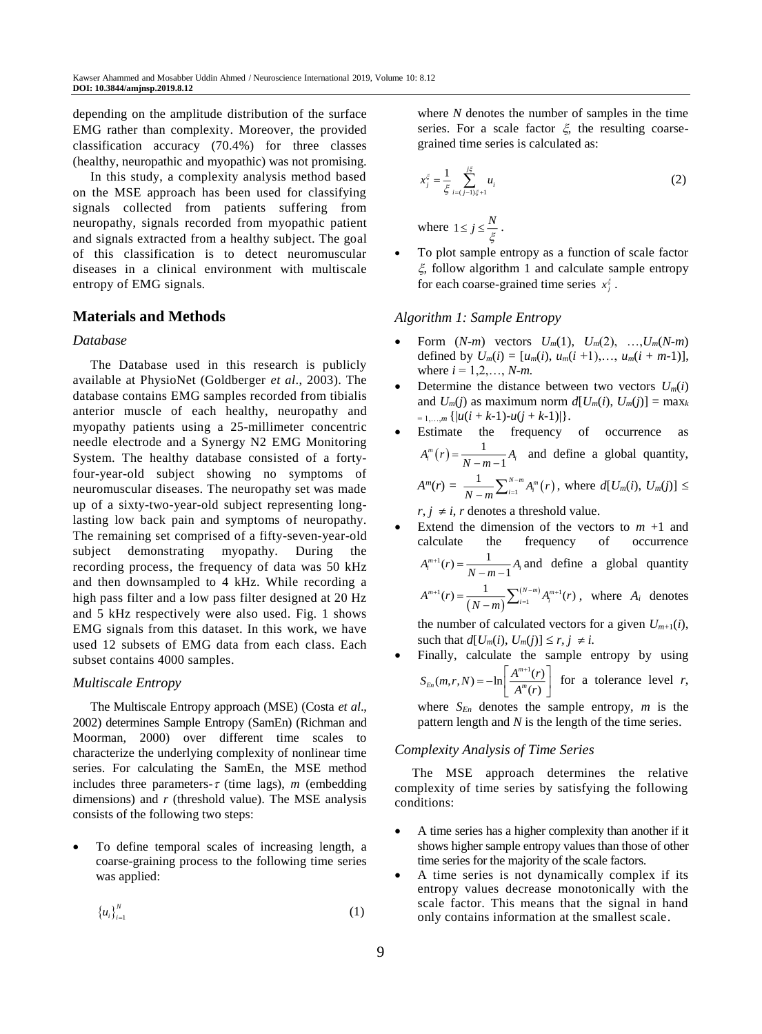depending on the amplitude distribution of the surface EMG rather than complexity. Moreover, the provided classification accuracy (70.4%) for three classes (healthy, neuropathic and myopathic) was not promising.

In this study, a complexity analysis method based on the MSE approach has been used for classifying signals collected from patients suffering from neuropathy, signals recorded from myopathic patient and signals extracted from a healthy subject. The goal of this classification is to detect neuromuscular diseases in a clinical environment with multiscale entropy of EMG signals.

## Materials and Methods

### Database

The Database used in this research is publicly available at PhysioNet (Goldberger *et al*., 2003). The database contains EMG samples recorded from tibialis anterior muscle of each healthy, neuropathy and myopathy patients using a 25-millimeter concentric needle electrode and a Synergy N2 EMG Monitoring System. The healthy database consisted of a forty-four-year-old subject showing no symptoms of neuromuscular diseases. The neuropathy set was made up of a sixty-two-year-old subject representing long-lasting low back pain and symptoms of neuropathy. The remaining set comprised of a fifty-seven-year-old subject demonstrating myopathy. During the recording process, the frequency of data was 50 kHz and then downsampled to 4 kHz. While recording a high pass filter and a low pass filter designed at 20 Hz and 5 kHz respectively were also used. Fig. 1 shows EMG signals from this dataset. In this work, we have used 12 subsets of EMG data from each class. Each subset contains 4000 samples.

### Multiscale Entropy

The Multiscale Entropy approach (MSE) (Costa *et al*., 2002) determines Sample Entropy (SamEn) (Richman and Moorman, 2000) over different time scales to characterize the underlying complexity of nonlinear time series. For calculating the SamEn, the MSE method includes three parameters-$\tau$ (time lags), $m$ (embedding dimensions) and $r$ (threshold value). The MSE analysis consists of the following two steps:

- To define temporal scales of increasing length, a coarse-graining process to the following time series was applied:

$$\{u_i\}_{i=1}^{N} \tag{1}$$

where $N$ denotes the number of samples in the time series. For a scale factor $\xi$, the resulting coarse-grained time series is calculated as:

$$x_j^{\xi} = \frac{1}{\xi} \sum_{i=(j-1)\xi+1}^{j\xi} u_i \tag{2}$$

where $1 \le j \le \frac{N}{\xi}$.

- To plot sample entropy as a function of scale factor $\xi$, follow algorithm 1 and calculate sample entropy for each coarse-grained time series $x_j^{\xi}$.

### Algorithm 1: Sample Entropy

- Form $(N\text{-}m)$ vectors $U_m(1)$, $U_m(2)$, …,$U_m(N\text{-}m)$ defined by $U_m(i) = [u_m(i), u_m(i+1),\ldots, u_m(i+m-1)]$, where $i = 1,2,\ldots, N\text{-}m$.
- Determine the distance between two vectors $U_m(i)$ and $U_m(j)$ as maximum norm $d[U_m(i), U_m(j)] = \max_{k=1,\ldots,m}\{|u(i+k-1)-u(j+k-1)|\}$.
- Estimate the frequency of occurrence as $A_i^m(r) = \frac{1}{N-m-1}A_i$ and define a global quantity, $A^m(r) = \frac{1}{N-m}\sum_{i=1}^{N-m} A_i^m(r)$, where $d[U_m(i), U_m(j)] \le r$, $j \ne i$, $r$ denotes a threshold value.
- Extend the dimension of the vectors to $m+1$ and calculate the frequency of occurrence $A_i^{m+1}(r) = \frac{1}{N-m-1}A_i$ and define a global quantity $A^{m+1}(r) = \frac{1}{(N-m)}\sum_{i=1}^{(N-m)} A_i^{m+1}(r)$, where $A_i$ denotes the number of calculated vectors for a given $U_{m+1}(i)$, such that $d[U_m(i), U_m(j)] \le r$, $j \ne i$.
- Finally, calculate the sample entropy by using $S_{En}(m,r,N) = -\ln\left[\frac{A^{m+1}(r)}{A^m(r)}\right]$ for a tolerance level $r$, where $S_{En}$ denotes the sample entropy, $m$ is the pattern length and $N$ is the length of the time series.

### Complexity Analysis of Time Series

The MSE approach determines the relative complexity of time series by satisfying the following conditions:

- A time series has a higher complexity than another if it shows higher sample entropy values than those of other time series for the majority of the scale factors.
- A time series is not dynamically complex if its entropy values decrease monotonically with the scale factor. This means that the signal in hand only contains information at the smallest scale.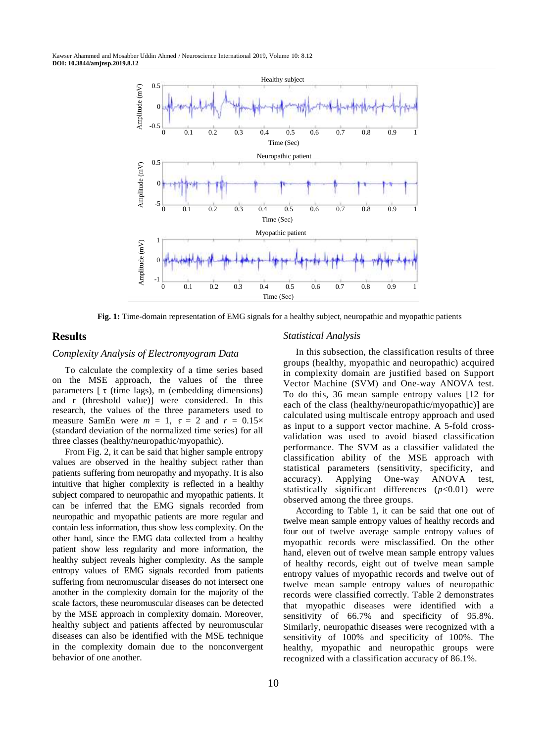Fig. 1: Time-domain representation of EMG signals for a healthy subject, neuropathic and myopathic patients

## Results

### Complexity Analysis of Electromyogram Data

To calculate the complexity of a time series based on the MSE approach, the values of the three parameters [ $\tau$ (time lags), m (embedding dimensions) and r (threshold value)] were considered. In this research, the values of the three parameters used to measure SamEn were $m = 1$, $\tau = 2$ and $r = 0.15\times$ (standard deviation of the normalized time series) for all three classes (healthy/neuropathic/myopathic).

From Fig. 2, it can be said that higher sample entropy values are observed in the healthy subject rather than patients suffering from neuropathy and myopathy. It is also intuitive that higher complexity is reflected in a healthy subject compared to neuropathic and myopathic patients. It can be inferred that the EMG signals recorded from neuropathic and myopathic patients are more regular and contain less information, thus show less complexity. On the other hand, since the EMG data collected from a healthy patient show less regularity and more information, the healthy subject reveals higher complexity. As the sample entropy values of EMG signals recorded from patients suffering from neuromuscular diseases do not intersect one another in the complexity domain for the majority of the scale factors, these neuromuscular diseases can be detected by the MSE approach in complexity domain. Moreover, healthy subject and patients affected by neuromuscular diseases can also be identified with the MSE technique in the complexity domain due to the nonconvergent behavior of one another.

### Statistical Analysis

In this subsection, the classification results of three groups (healthy, myopathic and neuropathic) acquired in complexity domain are justified based on Support Vector Machine (SVM) and One-way ANOVA test. To do this, 36 mean sample entropy values [12 for each of the class (healthy/neuropathic/myopathic)] are calculated using multiscale entropy approach and used as input to a support vector machine. A 5-fold cross-validation was used to avoid biased classification performance. The SVM as a classifier validated the classification ability of the MSE approach with statistical parameters (sensitivity, specificity, and accuracy). Applying One-way ANOVA test, statistically significant differences ($p<0.01$) were observed among the three groups.

According to Table 1, it can be said that one out of twelve mean sample entropy values of healthy records and four out of twelve average sample entropy values of myopathic records were misclassified. On the other hand, eleven out of twelve mean sample entropy values of healthy records, eight out of twelve mean sample entropy values of myopathic records and twelve out of twelve mean sample entropy values of neuropathic records were classified correctly. Table 2 demonstrates that myopathic diseases were identified with a sensitivity of 66.7% and specificity of 95.8%. Similarly, neuropathic diseases were recognized with a sensitivity of 100% and specificity of 100%. The healthy, myopathic and neuropathic groups were recognized with a classification accuracy of 86.1%.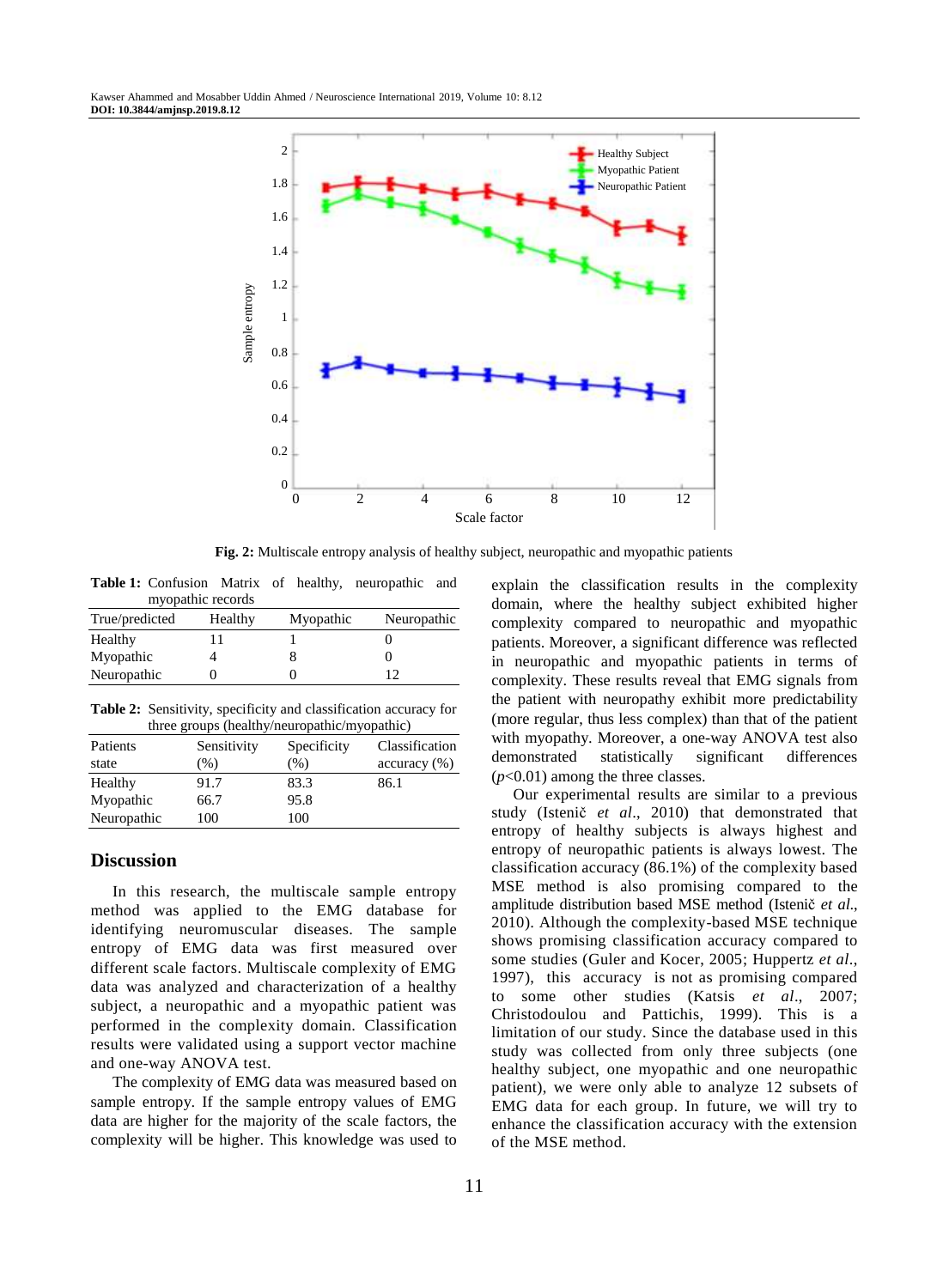**Fig. 2:** Multiscale entropy analysis of healthy subject, neuropathic and myopathic patients

**Table 1:** Confusion Matrix of healthy, neuropathic and myopathic records

| True/predicted | Healthy | Myopathic | Neuropathic |
|---|---|---|---|
| Healthy | 11 | 1 | 0 |
| Myopathic | 4 | 8 | 0 |
| Neuropathic | 0 | 0 | 12 |

**Table 2:** Sensitivity, specificity and classification accuracy for three groups (healthy/neuropathic/myopathic)

| Patients state | Sensitivity (%) | Specificity (%) | Classification accuracy (%) |
|---|---|---|---|
| Healthy | 91.7 | 83.3 | 86.1 |
| Myopathic | 66.7 | 95.8 | |
| Neuropathic | 100 | 100 | |

## Discussion

In this research, the multiscale sample entropy method was applied to the EMG database for identifying neuromuscular diseases. The sample entropy of EMG data was first measured over different scale factors. Multiscale complexity of EMG data was analyzed and characterization of a healthy subject, a neuropathic and a myopathic patient was performed in the complexity domain. Classification results were validated using a support vector machine and one-way ANOVA test.

The complexity of EMG data was measured based on sample entropy. If the sample entropy values of EMG data are higher for the majority of the scale factors, the complexity will be higher. This knowledge was used to explain the classification results in the complexity domain, where the healthy subject exhibited higher complexity compared to neuropathic and myopathic patients. Moreover, a significant difference was reflected in neuropathic and myopathic patients in terms of complexity. These results reveal that EMG signals from the patient with neuropathy exhibit more predictability (more regular, thus less complex) than that of the patient with myopathy. Moreover, a one-way ANOVA test also demonstrated statistically significant differences ($p<0.01$) among the three classes.

Our experimental results are similar to a previous study (Istenič *et al*., 2010) that demonstrated that entropy of healthy subjects is always highest and entropy of neuropathic patients is always lowest. The classification accuracy (86.1%) of the complexity based MSE method is also promising compared to the amplitude distribution based MSE method (Istenič *et al.*, 2010). Although the complexity-based MSE technique shows promising classification accuracy compared to some studies (Guler and Kocer, 2005; Huppertz *et al*., 1997), this accuracy is not as promising compared to some other studies (Katsis *et al*., 2007; Christodoulou and Pattichis, 1999). This is a limitation of our study. Since the database used in this study was collected from only three subjects (one healthy subject, one myopathic and one neuropathic patient), we were only able to analyze 12 subsets of EMG data for each group. In future, we will try to enhance the classification accuracy with the extension of the MSE method.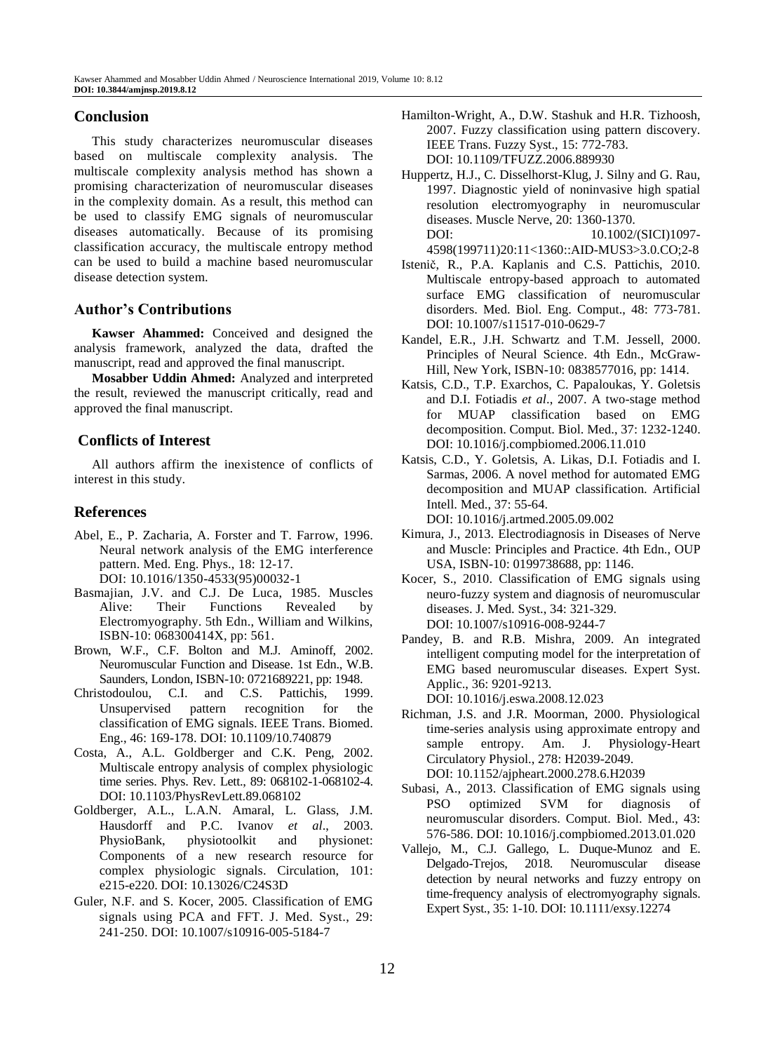## Conclusion

This study characterizes neuromuscular diseases based on multiscale complexity analysis. The multiscale complexity analysis method has shown a promising characterization of neuromuscular diseases in the complexity domain. As a result, this method can be used to classify EMG signals of neuromuscular diseases automatically. Because of its promising classification accuracy, the multiscale entropy method can be used to build a machine based neuromuscular disease detection system.

## Author's Contributions

**Kawser Ahammed:** Conceived and designed the analysis framework, analyzed the data, drafted the manuscript, read and approved the final manuscript.

**Mosabber Uddin Ahmed:** Analyzed and interpreted the result, reviewed the manuscript critically, read and approved the final manuscript.

## Conflicts of Interest

All authors affirm the inexistence of conflicts of interest in this study.

## References

Abel, E., P. Zacharia, A. Forster and T. Farrow, 1996. Neural network analysis of the EMG interference pattern. Med. Eng. Phys., 18: 12-17. DOI: 10.1016/1350-4533(95)00032-1

Basmajian, J.V. and C.J. De Luca, 1985. Muscles Alive: Their Functions Revealed by Electromyography. 5th Edn., William and Wilkins, ISBN-10: 068300414X, pp: 561.

Brown, W.F., C.F. Bolton and M.J. Aminoff, 2002. Neuromuscular Function and Disease. 1st Edn., W.B. Saunders, London, ISBN-10: 0721689221, pp: 1948.

Christodoulou, C.I. and C.S. Pattichis, 1999. Unsupervised pattern recognition for the classification of EMG signals. IEEE Trans. Biomed. Eng., 46: 169-178. DOI: 10.1109/10.740879

Costa, A., A.L. Goldberger and C.K. Peng, 2002. Multiscale entropy analysis of complex physiologic time series. Phys. Rev. Lett., 89: 068102-1-068102-4. DOI: 10.1103/PhysRevLett.89.068102

Goldberger, A.L., L.A.N. Amaral, L. Glass, J.M. Hausdorff and P.C. Ivanov *et al*., 2003. PhysioBank, physiotoolkit and physionet: Components of a new research resource for complex physiologic signals. Circulation, 101: e215-e220. DOI: 10.13026/C24S3D

Guler, N.F. and S. Kocer, 2005. Classification of EMG signals using PCA and FFT. J. Med. Syst., 29: 241-250. DOI: 10.1007/s10916-005-5184-7

Hamilton-Wright, A., D.W. Stashuk and H.R. Tizhoosh, 2007. Fuzzy classification using pattern discovery. IEEE Trans. Fuzzy Syst., 15: 772-783. DOI: 10.1109/TFUZZ.2006.889930

Huppertz, H.J., C. Disselhorst-Klug, J. Silny and G. Rau, 1997. Diagnostic yield of noninvasive high spatial resolution electromyography in neuromuscular diseases. Muscle Nerve, 20: 1360-1370. DOI: 10.1002/(SICI)1097-4598(199711)20:11<1360::AID-MUS3>3.0.CO;2-8

Istenič, R., P.A. Kaplanis and C.S. Pattichis, 2010. Multiscale entropy-based approach to automated surface EMG classification of neuromuscular disorders. Med. Biol. Eng. Comput., 48: 773-781. DOI: 10.1007/s11517-010-0629-7

Kandel, E.R., J.H. Schwartz and T.M. Jessell, 2000. Principles of Neural Science. 4th Edn., McGraw-Hill, New York, ISBN-10: 0838577016, pp: 1414.

Katsis, C.D., T.P. Exarchos, C. Papaloukas, Y. Goletsis and D.I. Fotiadis *et al*., 2007. A two-stage method for MUAP classification based on EMG decomposition. Comput. Biol. Med., 37: 1232-1240. DOI: 10.1016/j.compbiomed.2006.11.010

Katsis, C.D., Y. Goletsis, A. Likas, D.I. Fotiadis and I. Sarmas, 2006. A novel method for automated EMG decomposition and MUAP classification. Artificial Intell. Med., 37: 55-64. DOI: 10.1016/j.artmed.2005.09.002

Kimura, J., 2013. Electrodiagnosis in Diseases of Nerve and Muscle: Principles and Practice. 4th Edn., OUP USA, ISBN-10: 0199738688, pp: 1146.

Kocer, S., 2010. Classification of EMG signals using neuro-fuzzy system and diagnosis of neuromuscular diseases. J. Med. Syst., 34: 321-329. DOI: 10.1007/s10916-008-9244-7

Pandey, B. and R.B. Mishra, 2009. An integrated intelligent computing model for the interpretation of EMG based neuromuscular diseases. Expert Syst. Applic., 36: 9201-9213. DOI: 10.1016/j.eswa.2008.12.023

Richman, J.S. and J.R. Moorman, 2000. Physiological time-series analysis using approximate entropy and sample entropy. Am. J. Physiology-Heart Circulatory Physiol., 278: H2039-2049. DOI: 10.1152/ajpheart.2000.278.6.H2039

Subasi, A., 2013. Classification of EMG signals using PSO optimized SVM for diagnosis of neuromuscular disorders. Comput. Biol. Med., 43: 576-586. DOI: 10.1016/j.compbiomed.2013.01.020

Vallejo, M., C.J. Gallego, L. Duque-Munoz and E. Delgado-Trejos, 2018. Neuromuscular disease detection by neural networks and fuzzy entropy on time-frequency analysis of electromyography signals. Expert Syst., 35: 1-10. DOI: 10.1111/exsy.12274